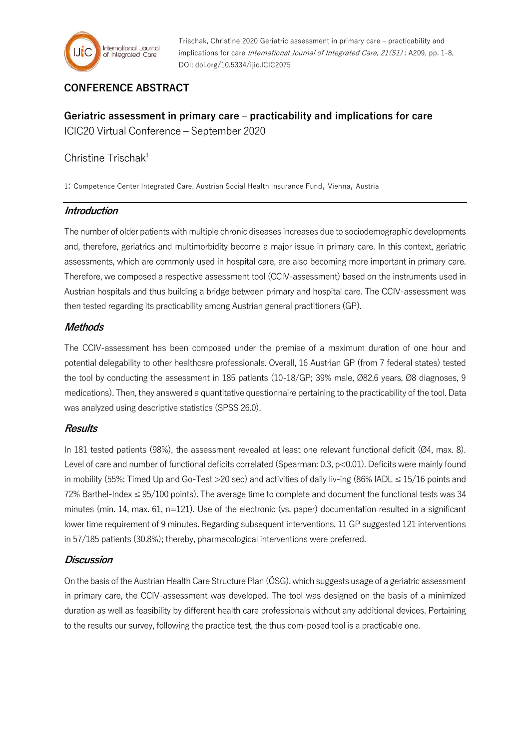Trischak, Christine 2020 Geriatric assessment in primary care – practicability and implications for care *International Journal of Integrated Care, 21(S1)* : A209, pp. 1-8, DOI: doi.org/10.5334/ijic.ICIC2075

**CONFERENCE ABSTRACT**

# Geriatric assessment in primary care – practicability and implications for care

ICIC20 Virtual Conference – September 2020

Christine Trischak[1]

1: Competence Center Integrated Care, Austrian Social Health Insurance Fund, Vienna, Austria

## *Introduction*

The number of older patients with multiple chronic diseases increases due to sociodemographic developments and, therefore, geriatrics and multimorbidity become a major issue in primary care. In this context, geriatric assessments, which are commonly used in hospital care, are also becoming more important in primary care. Therefore, we composed a respective assessment tool (CCIV-assessment) based on the instruments used in Austrian hospitals and thus building a bridge between primary and hospital care. The CCIV-assessment was then tested regarding its practicability among Austrian general practitioners (GP).

## *Methods*

The CCIV-assessment has been composed under the premise of a maximum duration of one hour and potential delegability to other healthcare professionals. Overall, 16 Austrian GP (from 7 federal states) tested the tool by conducting the assessment in 185 patients (10-18/GP; 39% male, Ø82.6 years, Ø8 diagnoses, 9 medications). Then, they answered a quantitative questionnaire pertaining to the practicability of the tool. Data was analyzed using descriptive statistics (SPSS 26.0).

## *Results*

In 181 tested patients (98%), the assessment revealed at least one relevant functional deficit (Ø4, max. 8). Level of care and number of functional deficits correlated (Spearman: 0.3, $p<0.01$). Deficits were mainly found in mobility (55%: Timed Up and Go-Test >20 sec) and activities of daily liv-ing (86% IADL ≤ 15/16 points and 72% Barthel-Index ≤ 95/100 points). The average time to complete and document the functional tests was 34 minutes (min. 14, max. 61, n=121). Use of the electronic (vs. paper) documentation resulted in a significant lower time requirement of 9 minutes. Regarding subsequent interventions, 11 GP suggested 121 interventions in 57/185 patients (30.8%); thereby, pharmacological interventions were preferred.

## *Discussion*

On the basis of the Austrian Health Care Structure Plan (ÖSG), which suggests usage of a geriatric assessment in primary care, the CCIV-assessment was developed. The tool was designed on the basis of a minimized duration as well as feasibility by different health care professionals without any additional devices. Pertaining to the results our survey, following the practice test, the thus com-posed tool is a practicable one.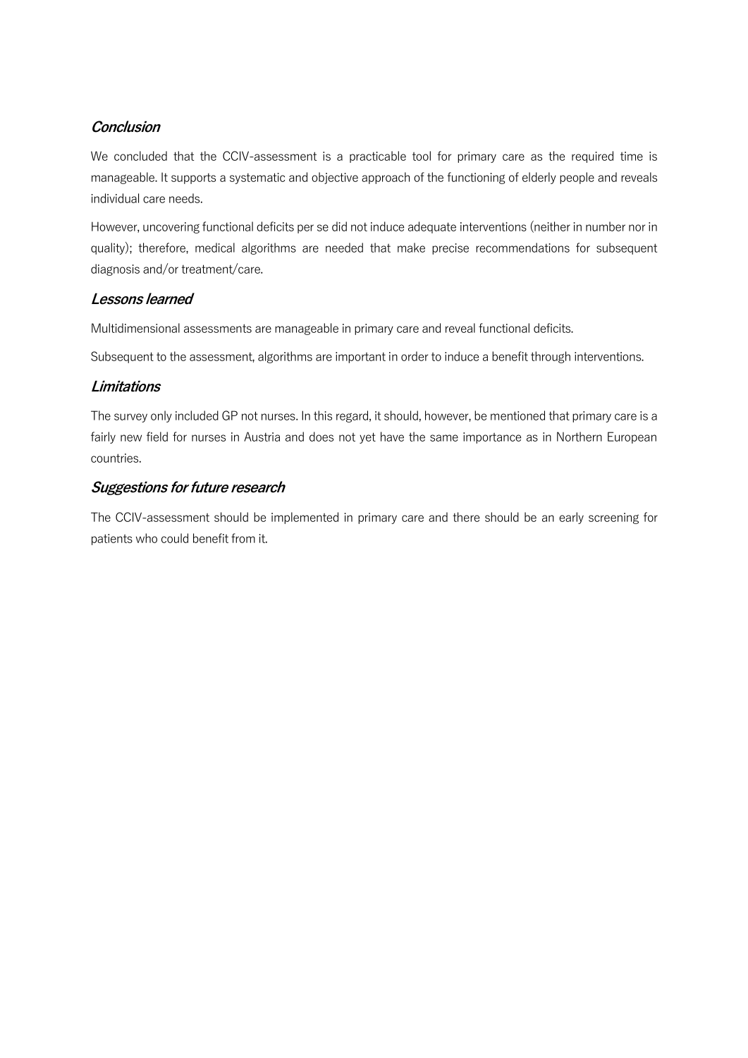### *Conclusion*

We concluded that the CCIV-assessment is a practicable tool for primary care as the required time is manageable. It supports a systematic and objective approach of the functioning of elderly people and reveals individual care needs.

However, uncovering functional deficits per se did not induce adequate interventions (neither in number nor in quality); therefore, medical algorithms are needed that make precise recommendations for subsequent diagnosis and/or treatment/care.

### *Lessons learned*

Multidimensional assessments are manageable in primary care and reveal functional deficits.

Subsequent to the assessment, algorithms are important in order to induce a benefit through interventions.

### *Limitations*

The survey only included GP not nurses. In this regard, it should, however, be mentioned that primary care is a fairly new field for nurses in Austria and does not yet have the same importance as in Northern European countries.

### *Suggestions for future research*

The CCIV-assessment should be implemented in primary care and there should be an early screening for patients who could benefit from it.